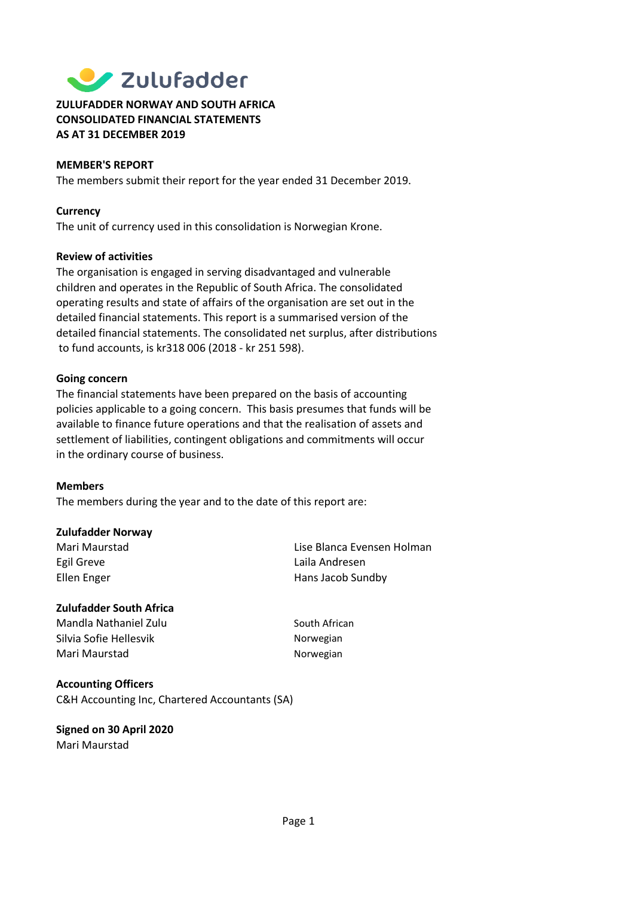Zulufadder

# ZULUFADDER NORWAY AND SOUTH AFRICA
# CONSOLIDATED FINANCIAL STATEMENTS
# AS AT 31 DECEMBER 2019

## MEMBER'S REPORT

The members submit their report for the year ended 31 December 2019.

### Currency

The unit of currency used in this consolidation is Norwegian Krone.

### Review of activities

The organisation is engaged in serving disadvantaged and vulnerable children and operates in the Republic of South Africa. The consolidated operating results and state of affairs of the organisation are set out in the detailed financial statements. This report is a summarised version of the detailed financial statements. The consolidated net surplus, after distributions to fund accounts, is kr318 006 (2018 - kr 251 598).

### Going concern

The financial statements have been prepared on the basis of accounting policies applicable to a going concern. This basis presumes that funds will be available to finance future operations and that the realisation of assets and settlement of liabilities, contingent obligations and commitments will occur in the ordinary course of business.

### Members

The members during the year and to the date of this report are:

**Zulufadder Norway**

| | |
|---|---|
| Mari Maurstad | Lise Blanca Evensen Holman |
| Egil Greve | Laila Andresen |
| Ellen Enger | Hans Jacob Sundby |

**Zulufadder South Africa**

| | |
|---|---|
| Mandla Nathaniel Zulu | South African |
| Silvia Sofie Hellesvik | Norwegian |
| Mari Maurstad | Norwegian |

### Accounting Officers

C&H Accounting Inc, Chartered Accountants (SA)

### Signed on 30 April 2020

Mari Maurstad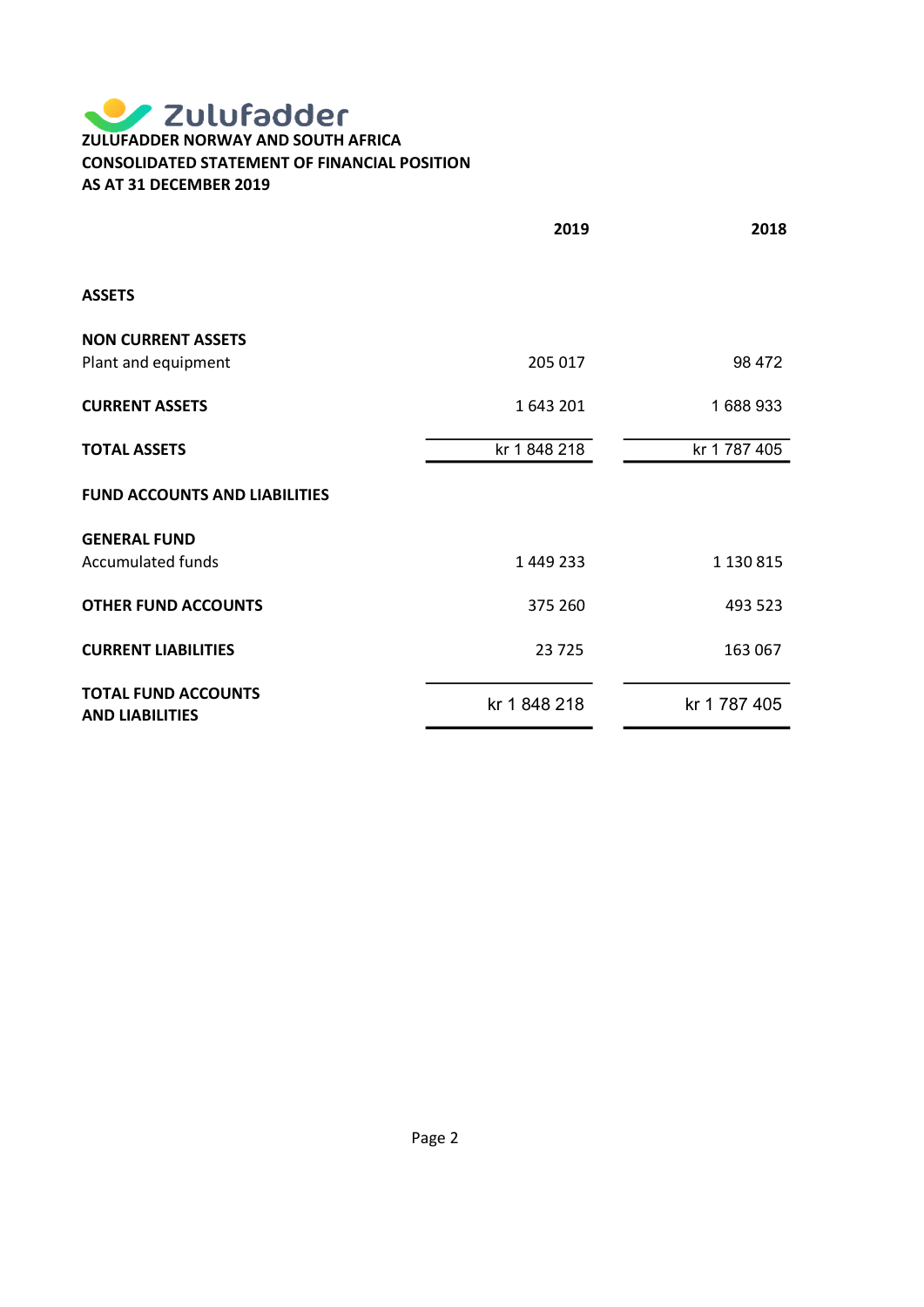**Zulufadder**

**ZULUFADDER NORWAY AND SOUTH AFRICA**
**CONSOLIDATED STATEMENT OF FINANCIAL POSITION**
**AS AT 31 DECEMBER 2019**

| | 2019 | 2018 |
|---|---|---|
| **ASSETS** | | |
| **NON CURRENT ASSETS** | | |
| Plant and equipment | 205 017 | 98 472 |
| **CURRENT ASSETS** | 1 643 201 | 1 688 933 |
| **TOTAL ASSETS** | kr 1 848 218 | kr 1 787 405 |
| **FUND ACCOUNTS AND LIABILITIES** | | |
| **GENERAL FUND** | | |
| Accumulated funds | 1 449 233 | 1 130 815 |
| **OTHER FUND ACCOUNTS** | 375 260 | 493 523 |
| **CURRENT LIABILITIES** | 23 725 | 163 067 |
| **TOTAL FUND ACCOUNTS AND LIABILITIES** | kr 1 848 218 | kr 1 787 405 |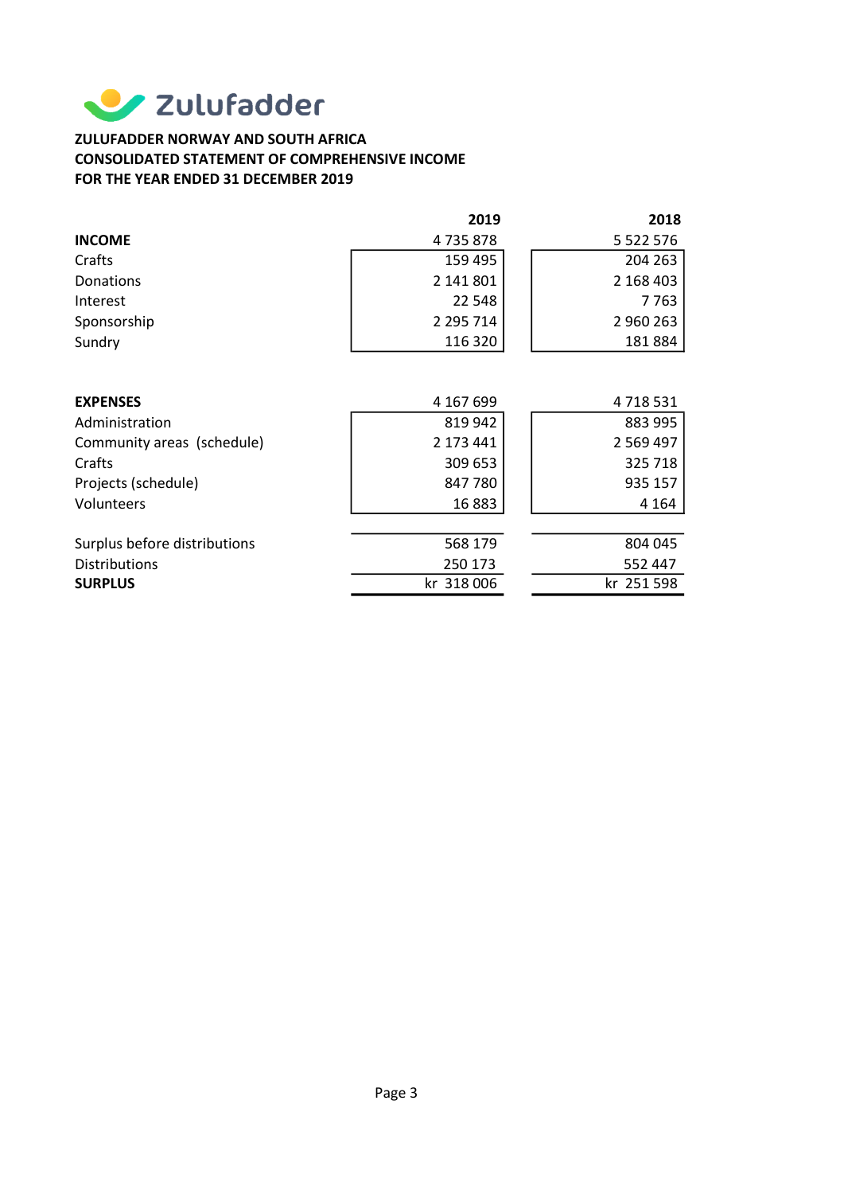Zulufadder

## ZULUFADDER NORWAY AND SOUTH AFRICA
## CONSOLIDATED STATEMENT OF COMPREHENSIVE INCOME
## FOR THE YEAR ENDED 31 DECEMBER 2019

| | 2019 | 2018 |
|---|---:|---:|
| **INCOME** | 4 735 878 | 5 522 576 |
| Crafts | 159 495 | 204 263 |
| Donations | 2 141 801 | 2 168 403 |
| Interest | 22 548 | 7 763 |
| Sponsorship | 2 295 714 | 2 960 263 |
| Sundry | 116 320 | 181 884 |
| | | |
| **EXPENSES** | 4 167 699 | 4 718 531 |
| Administration | 819 942 | 883 995 |
| Community areas (schedule) | 2 173 441 | 2 569 497 |
| Crafts | 309 653 | 325 718 |
| Projects (schedule) | 847 780 | 935 157 |
| Volunteers | 16 883 | 4 164 |
| | | |
| Surplus before distributions | 568 179 | 804 045 |
| Distributions | 250 173 | 552 447 |
| **SURPLUS** | kr 318 006 | kr 251 598 |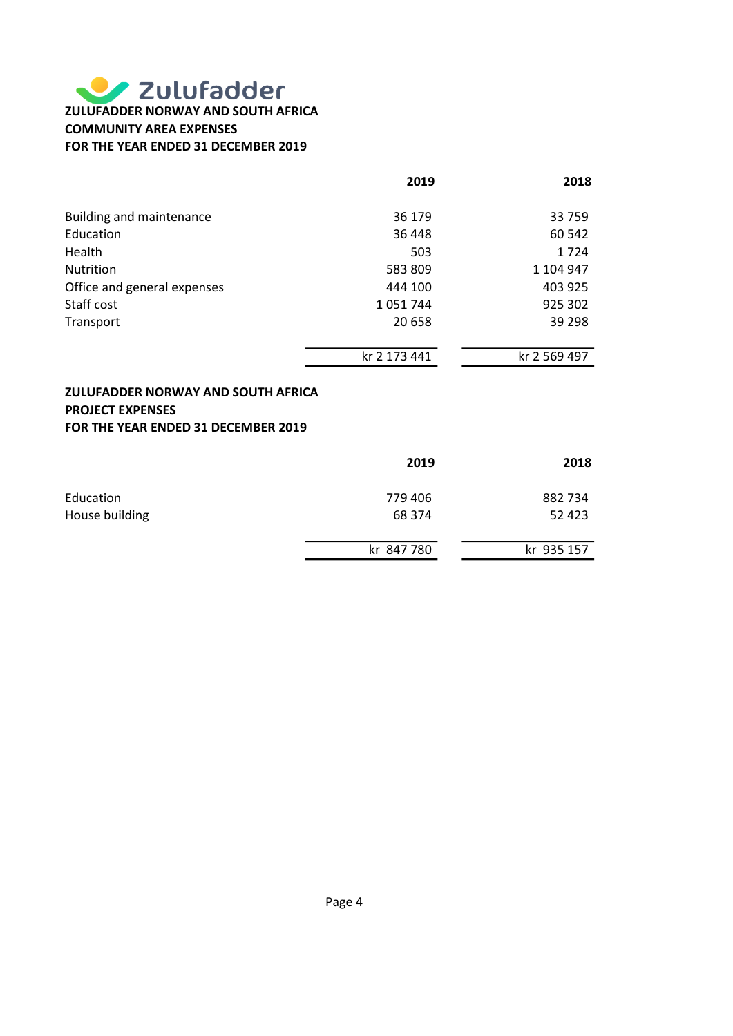Zulufadder

**ZULUFADDER NORWAY AND SOUTH AFRICA**
**COMMUNITY AREA EXPENSES**
**FOR THE YEAR ENDED 31 DECEMBER 2019**

| | 2019 | 2018 |
|---|---|---|
| Building and maintenance | 36 179 | 33 759 |
| Education | 36 448 | 60 542 |
| Health | 503 | 1 724 |
| Nutrition | 583 809 | 1 104 947 |
| Office and general expenses | 444 100 | 403 925 |
| Staff cost | 1 051 744 | 925 302 |
| Transport | 20 658 | 39 298 |
| | kr 2 173 441 | kr 2 569 497 |

**ZULUFADDER NORWAY AND SOUTH AFRICA**
**PROJECT EXPENSES**
**FOR THE YEAR ENDED 31 DECEMBER 2019**

| | 2019 | 2018 |
|---|---|---|
| Education | 779 406 | 882 734 |
| House building | 68 374 | 52 423 |
| | kr 847 780 | kr 935 157 |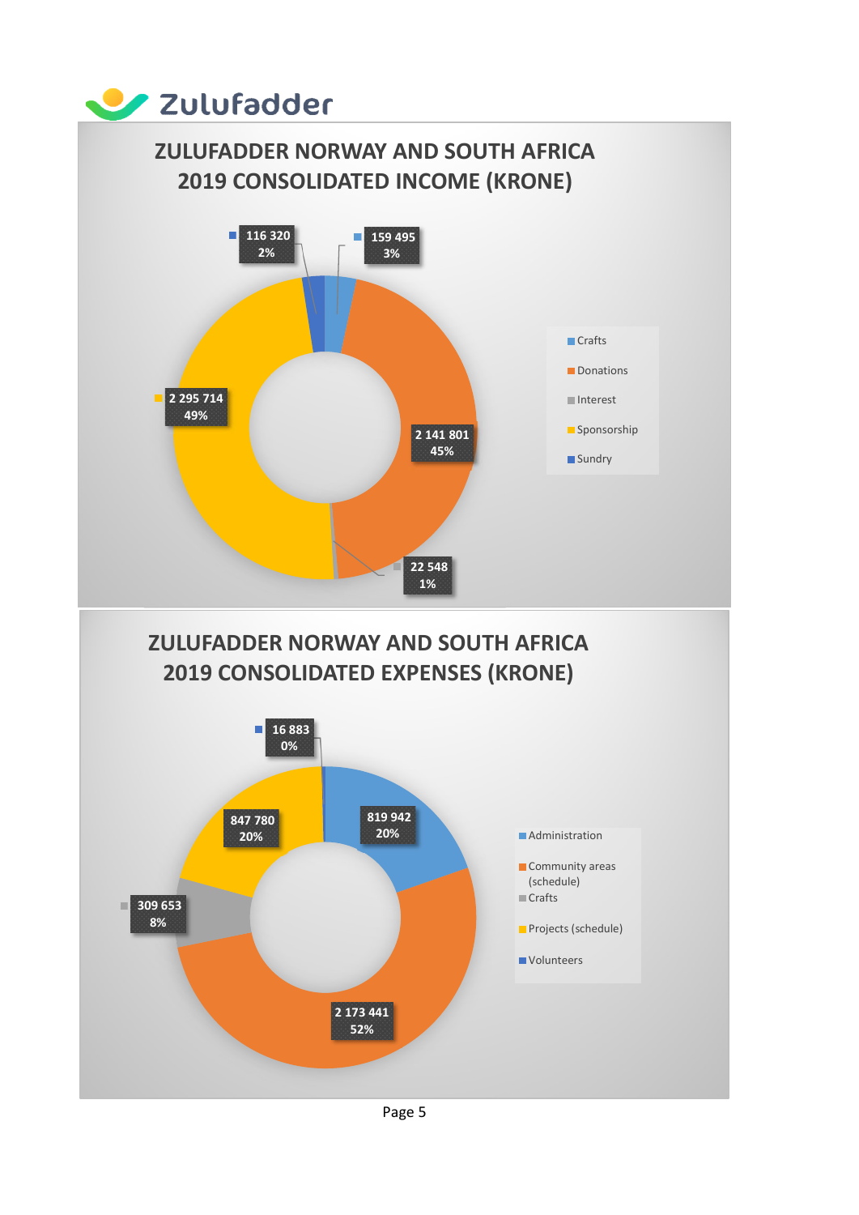Zulufadder

## ZULUFADDER NORWAY AND SOUTH AFRICA 2019 CONSOLIDATED INCOME (KRONE)

116 320
2%

159 495
3%

2 295 714
49%

2 141 801
45%

22 548
1%

Crafts
Donations
Interest
Sponsorship
Sundry

## ZULUFADDER NORWAY AND SOUTH AFRICA 2019 CONSOLIDATED EXPENSES (KRONE)

16 883
0%

847 780
20%

819 942
20%

309 653
8%

2 173 441
52%

Administration
Community areas (schedule)
Crafts
Projects (schedule)
Volunteers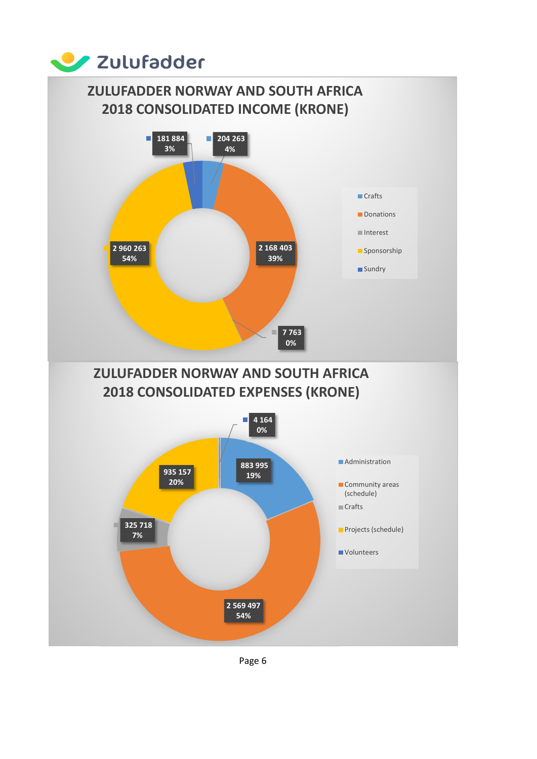Zulufadder

## ZULUFADDER NORWAY AND SOUTH AFRICA 2018 CONSOLIDATED INCOME (KRONE)

181 884
3%

204 263
4%

2 960 263
54%

2 168 403
39%

7 763
0%

Crafts
Donations
Interest
Sponsorship
Sundry

## ZULUFADDER NORWAY AND SOUTH AFRICA 2018 CONSOLIDATED EXPENSES (KRONE)

4 164
0%

883 995
19%

935 157
20%

325 718
7%

2 569 497
54%

Administration
Community areas (schedule)
Crafts
Projects (schedule)
Volunteers